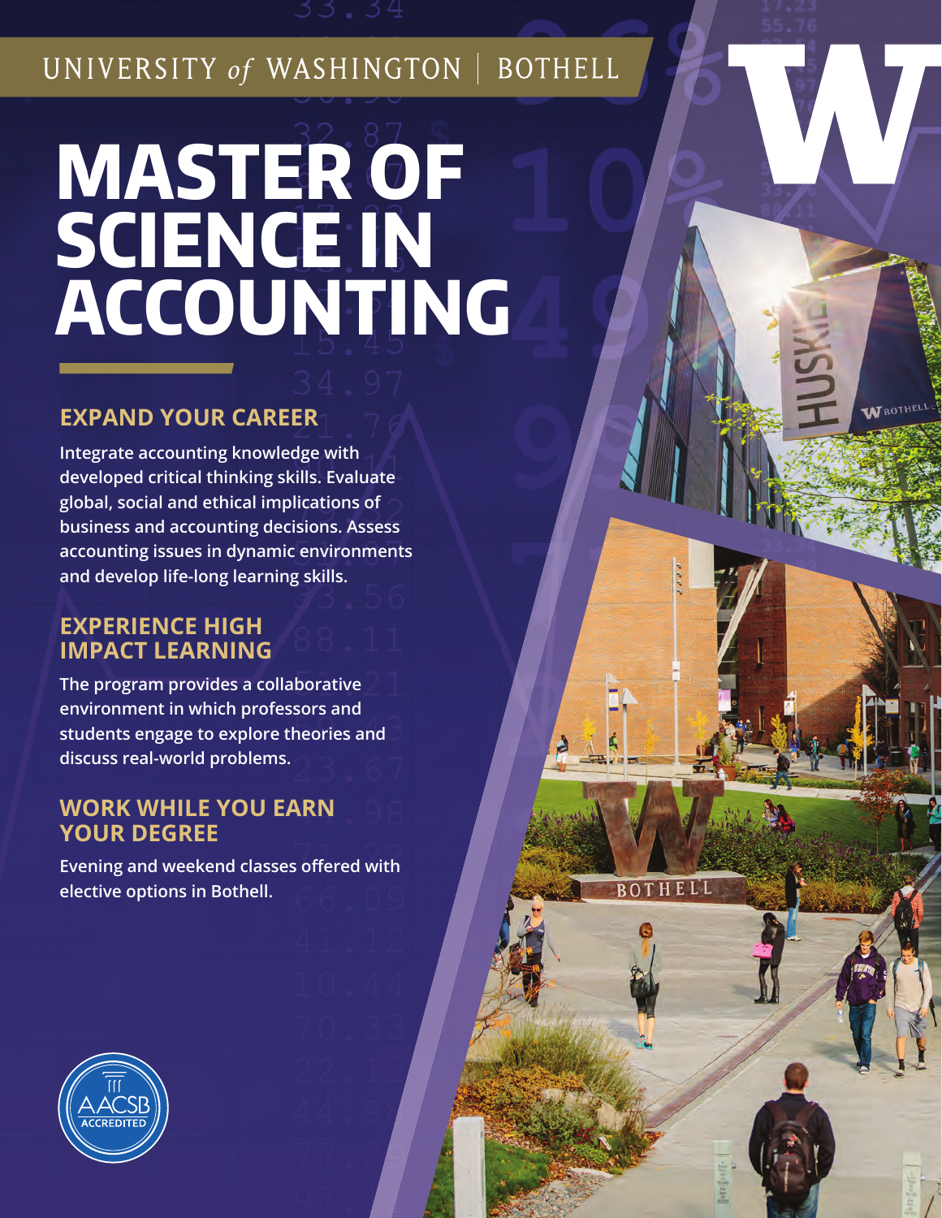UNIVERSITY *of* WASHINGTON | BOTHELL

# MASTER OF SCIENCE IN ACCOUNTING

## EXPAND YOUR CAREER

**Integrate accounting knowledge with developed critical thinking skills. Evaluate global, social and ethical implications of business and accounting decisions. Assess accounting issues in dynamic environments and develop life-long learning skills.**

## EXPERIENCE HIGH IMPACT LEARNING

**The program provides a collaborative environment in which professors and students engage to explore theories and discuss real-world problems.**

## WORK WHILE YOU EARN YOUR DEGREE

**Evening and weekend classes offered with elective options in Bothell.**

AACSB ACCREDITED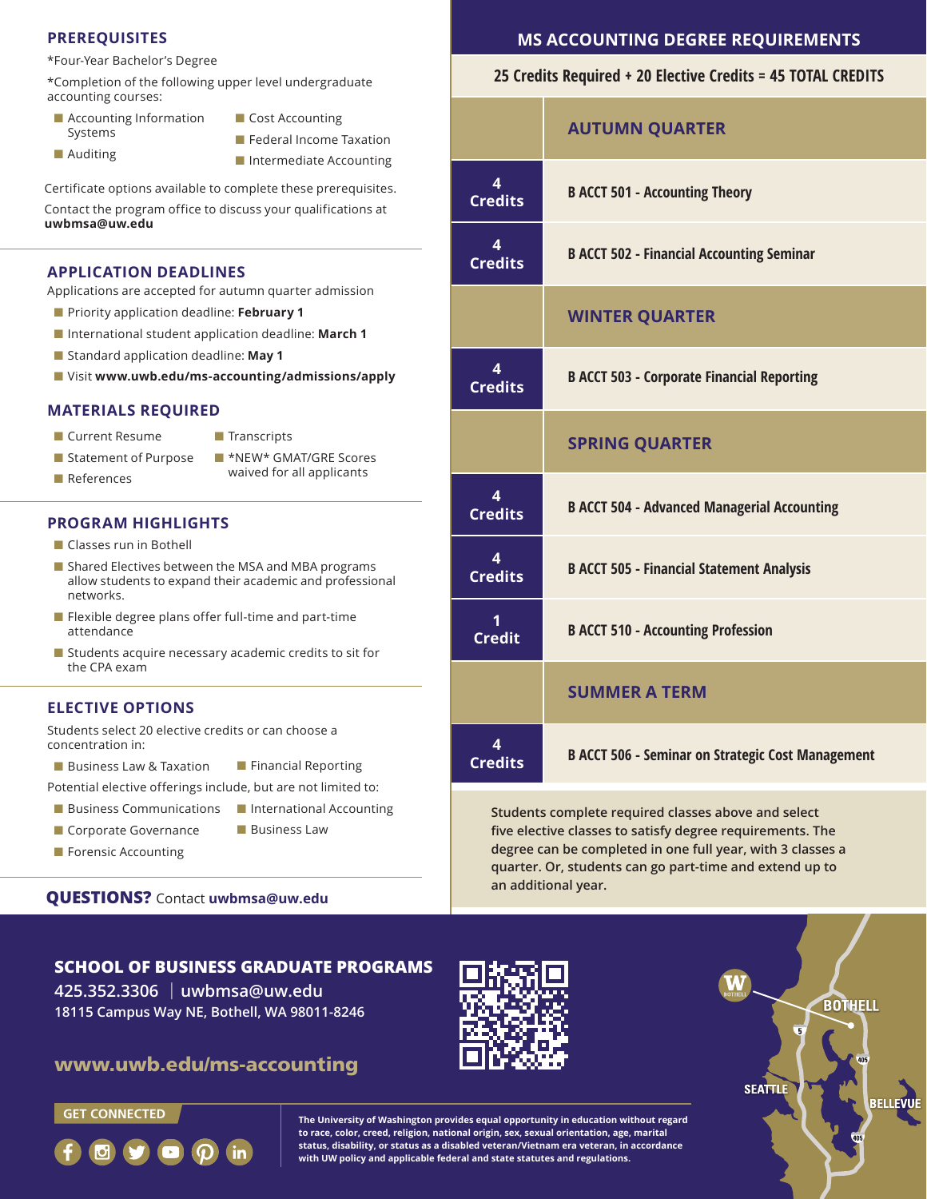## PREREQUISITES

*Four-Year Bachelor's Degree

*Completion of the following upper level undergraduate accounting courses:

- Accounting Information Systems
- Auditing
- Cost Accounting
- Federal Income Taxation
- Intermediate Accounting

Certificate options available to complete these prerequisites.

Contact the program office to discuss your qualifications at **uwbmsa@uw.edu**

## APPLICATION DEADLINES

Applications are accepted for autumn quarter admission

- Priority application deadline: **February 1**
- International student application deadline: **March 1**
- Standard application deadline: **May 1**
- Visit **www.uwb.edu/ms-accounting/admissions/apply**

## MATERIALS REQUIRED

- Current Resume
- Statement of Purpose
- References
- Transcripts
- *NEW* GMAT/GRE Scores waived for all applicants

## PROGRAM HIGHLIGHTS

- Classes run in Bothell
- Shared Electives between the MSA and MBA programs allow students to expand their academic and professional networks.
- Flexible degree plans offer full-time and part-time attendance
- Students acquire necessary academic credits to sit for the CPA exam

## ELECTIVE OPTIONS

Students select 20 elective credits or can choose a concentration in:

- Business Law & Taxation
- Financial Reporting

Potential elective offerings include, but are not limited to:

- Business Communications
- Corporate Governance
- Forensic Accounting
- International Accounting
- Business Law

**QUESTIONS?** Contact **uwbmsa@uw.edu**

## MS ACCOUNTING DEGREE REQUIREMENTS

**25 Credits Required + 20 Elective Credits = 45 TOTAL CREDITS**

| | |
|---|---|
| | **AUTUMN QUARTER** |
| 4 Credits | B ACCT 501 - Accounting Theory |
| 4 Credits | B ACCT 502 - Financial Accounting Seminar |
| | **WINTER QUARTER** |
| 4 Credits | B ACCT 503 - Corporate Financial Reporting |
| | **SPRING QUARTER** |
| 4 Credits | B ACCT 504 - Advanced Managerial Accounting |
| 4 Credits | B ACCT 505 - Financial Statement Analysis |
| 1 Credit | B ACCT 510 - Accounting Profession |
| | **SUMMER A TERM** |
| 4 Credits | B ACCT 506 - Seminar on Strategic Cost Management |

Students complete required classes above and select five elective classes to satisfy degree requirements. The degree can be completed in one full year, with 3 classes a quarter. Or, students can go part-time and extend up to an additional year.

## SCHOOL OF BUSINESS GRADUATE PROGRAMS

425.352.3306 | uwbmsa@uw.edu

18115 Campus Way NE, Bothell, WA 98011-8246

**www.uwb.edu/ms-accounting**

GET CONNECTED

The University of Washington provides equal opportunity in education without regard to race, color, creed, religion, national origin, sex, sexual orientation, age, marital status, disability, or status as a disabled veteran/Vietnam era veteran, in accordance with UW policy and applicable federal and state statutes and regulations.

BOTHELL
SEATTLE
BELLEVUE